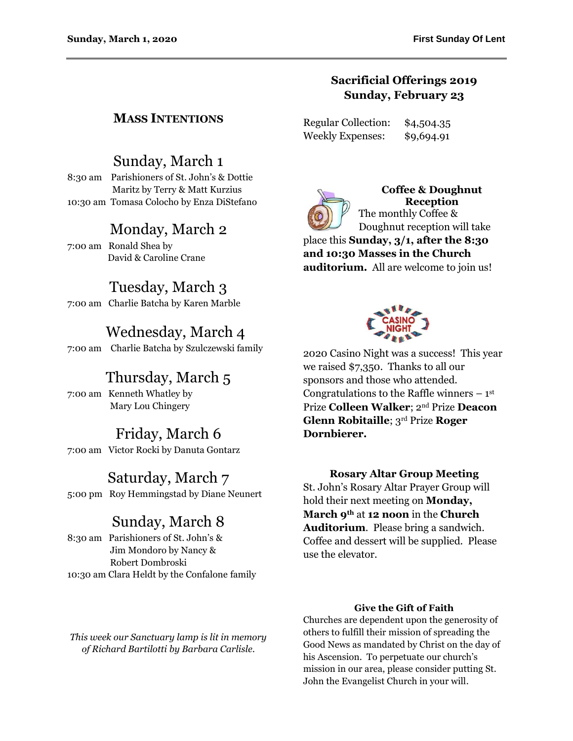## MASS INTENTIONS

### Sunday, March 1

8:30 am Parishioners of St. John's & Dottie Maritz by Terry & Matt Kurzius
10:30 am Tomasa Colocho by Enza DiStefano

### Monday, March 2

7:00 am Ronald Shea by David & Caroline Crane

### Tuesday, March 3

7:00 am Charlie Batcha by Karen Marble

### Wednesday, March 4

7:00 am Charlie Batcha by Szulczewski family

### Thursday, March 5

7:00 am Kenneth Whatley by Mary Lou Chingery

### Friday, March 6

7:00 am Victor Rocki by Danuta Gontarz

### Saturday, March 7

5:00 pm Roy Hemmingstad by Diane Neunert

### Sunday, March 8

8:30 am Parishioners of St. John's & Jim Mondoro by Nancy & Robert Dombroski
10:30 am Clara Heldt by the Confalone family

*This week our Sanctuary lamp is lit in memory of Richard Bartilotti by Barbara Carlisle.*

## Sacrificial Offerings 2019 Sunday, February 23

| | |
|---|---|
| Regular Collection: | $4,504.35 |
| Weekly Expenses: | $9,694.91 |

**Coffee & Doughnut Reception**

The monthly Coffee & Doughnut reception will take place this **Sunday, 3/1, after the 8:30 and 10:30 Masses in the Church auditorium.** All are welcome to join us!

CASINO NIGHT

2020 Casino Night was a success! This year we raised $7,350. Thanks to all our sponsors and those who attended. Congratulations to the Raffle winners – 1st Prize **Colleen Walker**; 2nd Prize **Deacon Glenn Robitaille**; 3rd Prize **Roger Dornbierer.**

**Rosary Altar Group Meeting**

St. John's Rosary Altar Prayer Group will hold their next meeting on **Monday, March 9th** at **12 noon** in the **Church Auditorium**. Please bring a sandwich. Coffee and dessert will be supplied. Please use the elevator.

**Give the Gift of Faith**

Churches are dependent upon the generosity of others to fulfill their mission of spreading the Good News as mandated by Christ on the day of his Ascension. To perpetuate our church's mission in our area, please consider putting St. John the Evangelist Church in your will.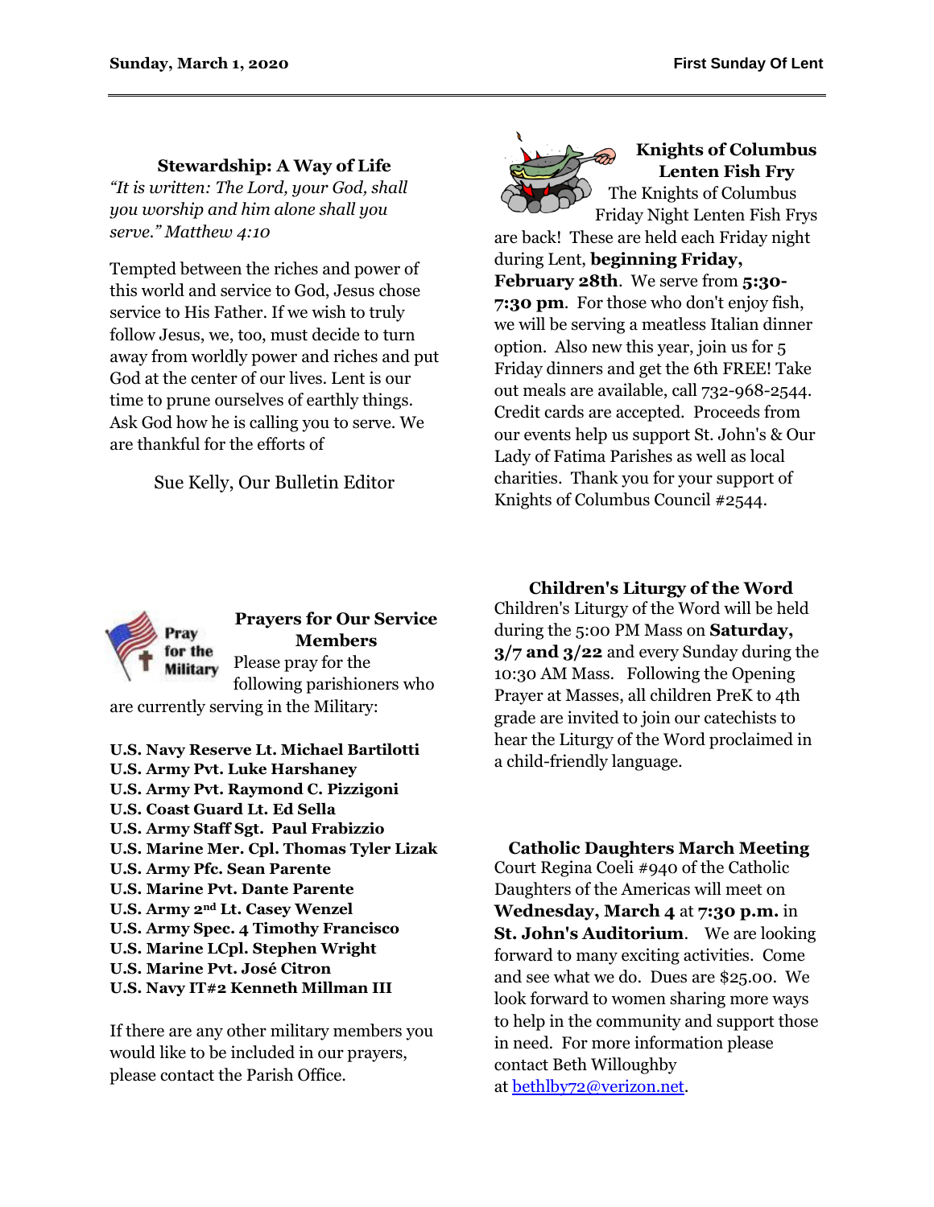### Stewardship: A Way of Life

*"It is written: The Lord, your God, shall you worship and him alone shall you serve." Matthew 4:10*

Tempted between the riches and power of this world and service to God, Jesus chose service to His Father. If we wish to truly follow Jesus, we, too, must decide to turn away from worldly power and riches and put God at the center of our lives. Lent is our time to prune ourselves of earthly things. Ask God how he is calling you to serve. We are thankful for the efforts of

Sue Kelly, Our Bulletin Editor

### Prayers for Our Service Members

Please pray for the following parishioners who are currently serving in the Military:

**U.S. Navy Reserve Lt. Michael Bartilotti**
**U.S. Army Pvt. Luke Harshaney**
**U.S. Army Pvt. Raymond C. Pizzigoni**
**U.S. Coast Guard Lt. Ed Sella**
**U.S. Army Staff Sgt. Paul Frabizzio**
**U.S. Marine Mer. Cpl. Thomas Tyler Lizak**
**U.S. Army Pfc. Sean Parente**
**U.S. Marine Pvt. Dante Parente**
**U.S. Army 2nd Lt. Casey Wenzel**
**U.S. Army Spec. 4 Timothy Francisco**
**U.S. Marine LCpl. Stephen Wright**
**U.S. Marine Pvt. José Citron**
**U.S. Navy IT#2 Kenneth Millman III**

If there are any other military members you would like to be included in our prayers, please contact the Parish Office.

### Knights of Columbus Lenten Fish Fry

The Knights of Columbus Friday Night Lenten Fish Frys are back! These are held each Friday night during Lent, **beginning Friday, February 28th**. We serve from **5:30-7:30 pm**. For those who don't enjoy fish, we will be serving a meatless Italian dinner option. Also new this year, join us for 5 Friday dinners and get the 6th FREE! Take out meals are available, call 732-968-2544. Credit cards are accepted. Proceeds from our events help us support St. John's & Our Lady of Fatima Parishes as well as local charities. Thank you for your support of Knights of Columbus Council #2544.

### Children's Liturgy of the Word

Children's Liturgy of the Word will be held during the 5:00 PM Mass on **Saturday, 3/7 and 3/22** and every Sunday during the 10:30 AM Mass. Following the Opening Prayer at Masses, all children PreK to 4th grade are invited to join our catechists to hear the Liturgy of the Word proclaimed in a child-friendly language.

### Catholic Daughters March Meeting

Court Regina Coeli #940 of the Catholic Daughters of the Americas will meet on **Wednesday, March 4** at **7:30 p.m.** in **St. John's Auditorium**. We are looking forward to many exciting activities. Come and see what we do. Dues are $25.00. We look forward to women sharing more ways to help in the community and support those in need. For more information please contact Beth Willoughby at bethlby72@verizon.net.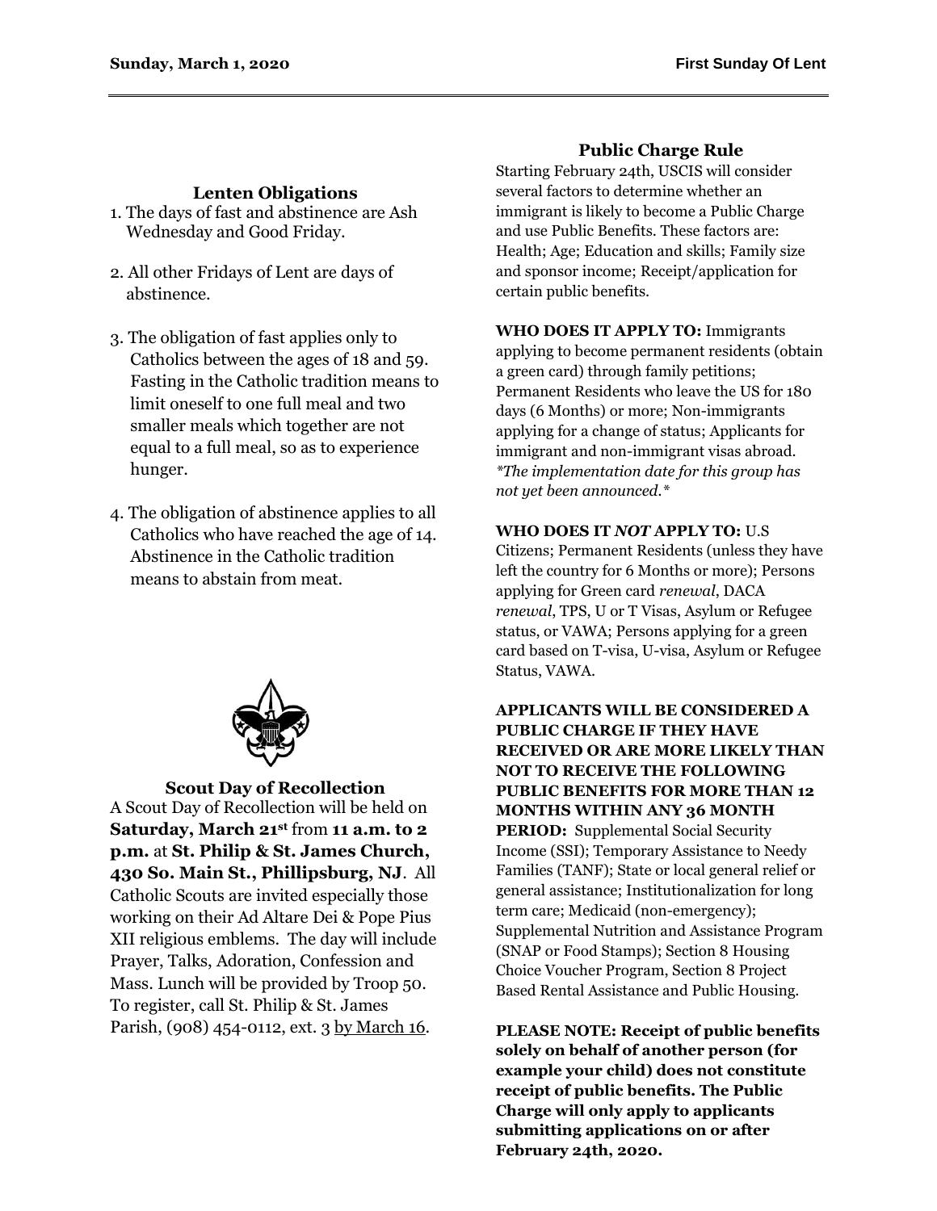## Lenten Obligations

1. The days of fast and abstinence are Ash Wednesday and Good Friday.
2. All other Fridays of Lent are days of abstinence.
3. The obligation of fast applies only to Catholics between the ages of 18 and 59. Fasting in the Catholic tradition means to limit oneself to one full meal and two smaller meals which together are not equal to a full meal, so as to experience hunger.
4. The obligation of abstinence applies to all Catholics who have reached the age of 14. Abstinence in the Catholic tradition means to abstain from meat.

## Scout Day of Recollection

A Scout Day of Recollection will be held on **Saturday, March 21st** from **11 a.m. to 2 p.m.** at **St. Philip & St. James Church, 430 So. Main St., Phillipsburg, NJ**. All Catholic Scouts are invited especially those working on their Ad Altare Dei & Pope Pius XII religious emblems. The day will include Prayer, Talks, Adoration, Confession and Mass. Lunch will be provided by Troop 50. To register, call St. Philip & St. James Parish, (908) 454-0112, ext. 3 by March 16.

## Public Charge Rule

Starting February 24th, USCIS will consider several factors to determine whether an immigrant is likely to become a Public Charge and use Public Benefits. These factors are: Health; Age; Education and skills; Family size and sponsor income; Receipt/application for certain public benefits.

**WHO DOES IT APPLY TO:** Immigrants applying to become permanent residents (obtain a green card) through family petitions; Permanent Residents who leave the US for 180 days (6 Months) or more; Non-immigrants applying for a change of status; Applicants for immigrant and non-immigrant visas abroad. *\*The implementation date for this group has not yet been announced.\**

**WHO DOES IT *NOT* APPLY TO:** U.S Citizens; Permanent Residents (unless they have left the country for 6 Months or more); Persons applying for Green card *renewal*, DACA *renewal*, TPS, U or T Visas, Asylum or Refugee status, or VAWA; Persons applying for a green card based on T-visa, U-visa, Asylum or Refugee Status, VAWA.

**APPLICANTS WILL BE CONSIDERED A PUBLIC CHARGE IF THEY HAVE RECEIVED OR ARE MORE LIKELY THAN NOT TO RECEIVE THE FOLLOWING PUBLIC BENEFITS FOR MORE THAN 12 MONTHS WITHIN ANY 36 MONTH PERIOD:** Supplemental Social Security Income (SSI); Temporary Assistance to Needy Families (TANF); State or local general relief or general assistance; Institutionalization for long term care; Medicaid (non-emergency); Supplemental Nutrition and Assistance Program (SNAP or Food Stamps); Section 8 Housing Choice Voucher Program, Section 8 Project Based Rental Assistance and Public Housing.

**PLEASE NOTE: Receipt of public benefits solely on behalf of another person (for example your child) does not constitute receipt of public benefits. The Public Charge will only apply to applicants submitting applications on or after February 24th, 2020.**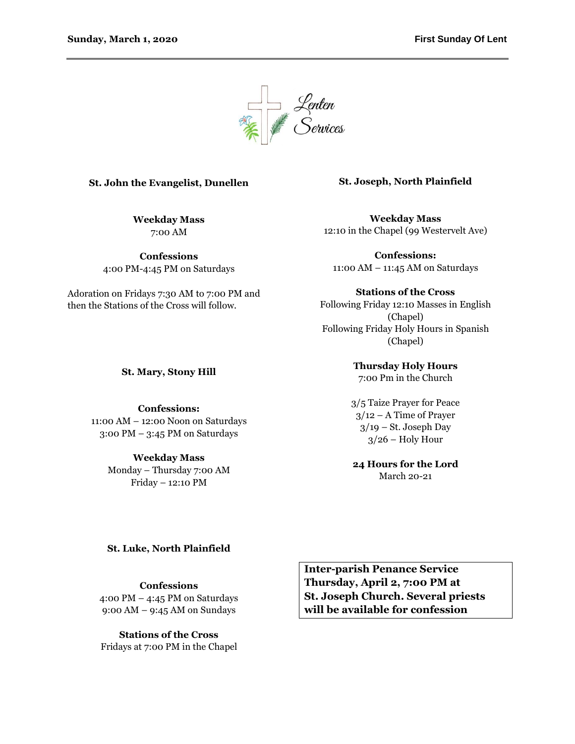# Lenten Services

## St. John the Evangelist, Dunellen

**Weekday Mass**
7:00 AM

**Confessions**
4:00 PM-4:45 PM on Saturdays

Adoration on Fridays 7:30 AM to 7:00 PM and then the Stations of the Cross will follow.

## St. Mary, Stony Hill

**Confessions:**
11:00 AM – 12:00 Noon on Saturdays
3:00 PM – 3:45 PM on Saturdays

**Weekday Mass**
Monday – Thursday 7:00 AM
Friday – 12:10 PM

## St. Luke, North Plainfield

**Confessions**
4:00 PM – 4:45 PM on Saturdays
9:00 AM – 9:45 AM on Sundays

**Stations of the Cross**
Fridays at 7:00 PM in the Chapel

## St. Joseph, North Plainfield

**Weekday Mass**
12:10 in the Chapel (99 Westervelt Ave)

**Confessions:**
11:00 AM – 11:45 AM on Saturdays

**Stations of the Cross**
Following Friday 12:10 Masses in English (Chapel)
Following Friday Holy Hours in Spanish (Chapel)

**Thursday Holy Hours**
7:00 Pm in the Church

3/5 Taize Prayer for Peace
3/12 – A Time of Prayer
3/19 – St. Joseph Day
3/26 – Holy Hour

**24 Hours for the Lord**
March 20-21

**Inter-parish Penance Service Thursday, April 2, 7:00 PM at St. Joseph Church. Several priests will be available for confession**